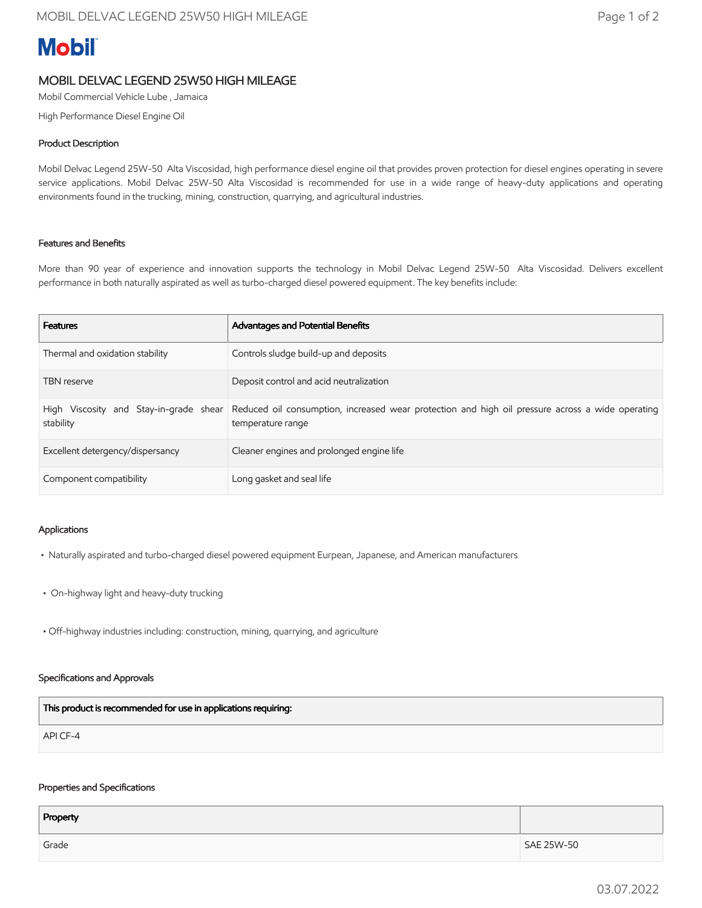# Mobil

## MOBIL DELVAC LEGEND 25W50 HIGH MILEAGE

Mobil Commercial Vehicle Lube , Jamaica

High Performance Diesel Engine Oil

### Product Description

Mobil Delvac Legend 25W-50 Alta Viscosidad, high performance diesel engine oil that provides proven protection for diesel engines operating in severe service applications. Mobil Delvac 25W-50 Alta Viscosidad is recommended for use in a wide range of heavy-duty applications and operating environments found in the trucking, mining, construction, quarrying, and agricultural industries.

### Features and Benefits

More than 90 year of experience and innovation supports the technology in Mobil Delvac Legend 25W-50 Alta Viscosidad. Delivers excellent performance in both naturally aspirated as well as turbo-charged diesel powered equipment. The key benefits include:

| Features | Advantages and Potential Benefits |
| --- | --- |
| Thermal and oxidation stability | Controls sludge build-up and deposits |
| TBN reserve | Deposit control and acid neutralization |
| High Viscosity and Stay-in-grade shear stability | Reduced oil consumption, increased wear protection and high oil pressure across a wide operating temperature range |
| Excellent detergency/dispersancy | Cleaner engines and prolonged engine life |
| Component compatibility | Long gasket and seal life |

### Applications

- Naturally aspirated and turbo-charged diesel powered equipment Eurpean, Japanese, and American manufacturers
- On-highway light and heavy-duty trucking
- Off-highway industries including: construction, mining, quarrying, and agriculture

### Specifications and Approvals

| This product is recommended for use in applications requiring: |
| --- |
| API CF-4 |

### Properties and Specifications

| Property | |
| --- | --- |
| Grade | SAE 25W-50 |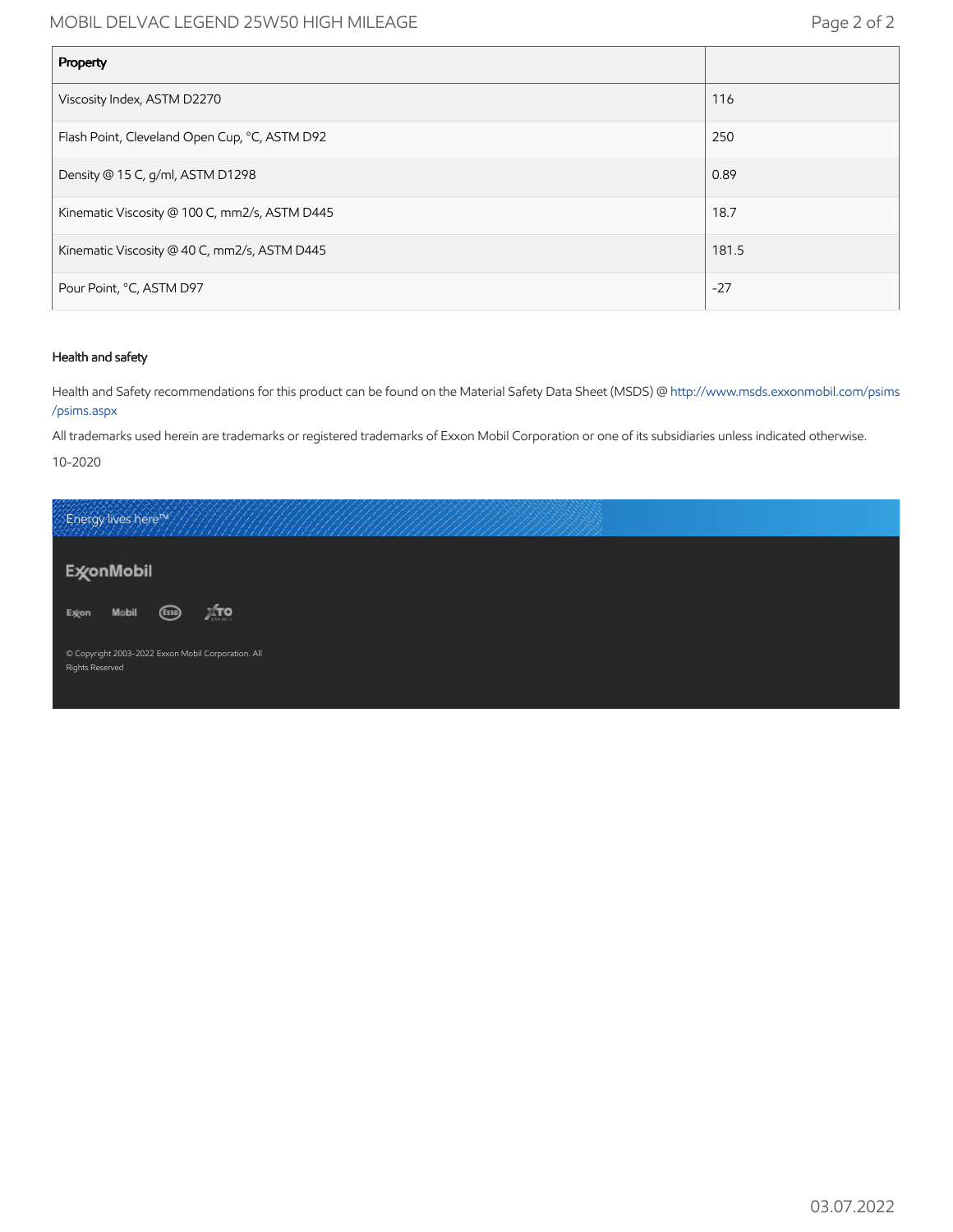| Property | |
|---|---|
| Viscosity Index, ASTM D2270 | 116 |
| Flash Point, Cleveland Open Cup, °C, ASTM D92 | 250 |
| Density @ 15 C, g/ml, ASTM D1298 | 0.89 |
| Kinematic Viscosity @ 100 C, mm2/s, ASTM D445 | 18.7 |
| Kinematic Viscosity @ 40 C, mm2/s, ASTM D445 | 181.5 |
| Pour Point, °C, ASTM D97 | -27 |

#### Health and safety

Health and Safety recommendations for this product can be found on the Material Safety Data Sheet (MSDS) @ http://www.msds.exxonmobil.com/psims/psims.aspx

All trademarks used herein are trademarks or registered trademarks of Exxon Mobil Corporation or one of its subsidiaries unless indicated otherwise.

10-2020

Energy lives here™

ExxonMobil

Exxon Mobil Esso XTO

© Copyright 2003-2022 Exxon Mobil Corporation. All Rights Reserved